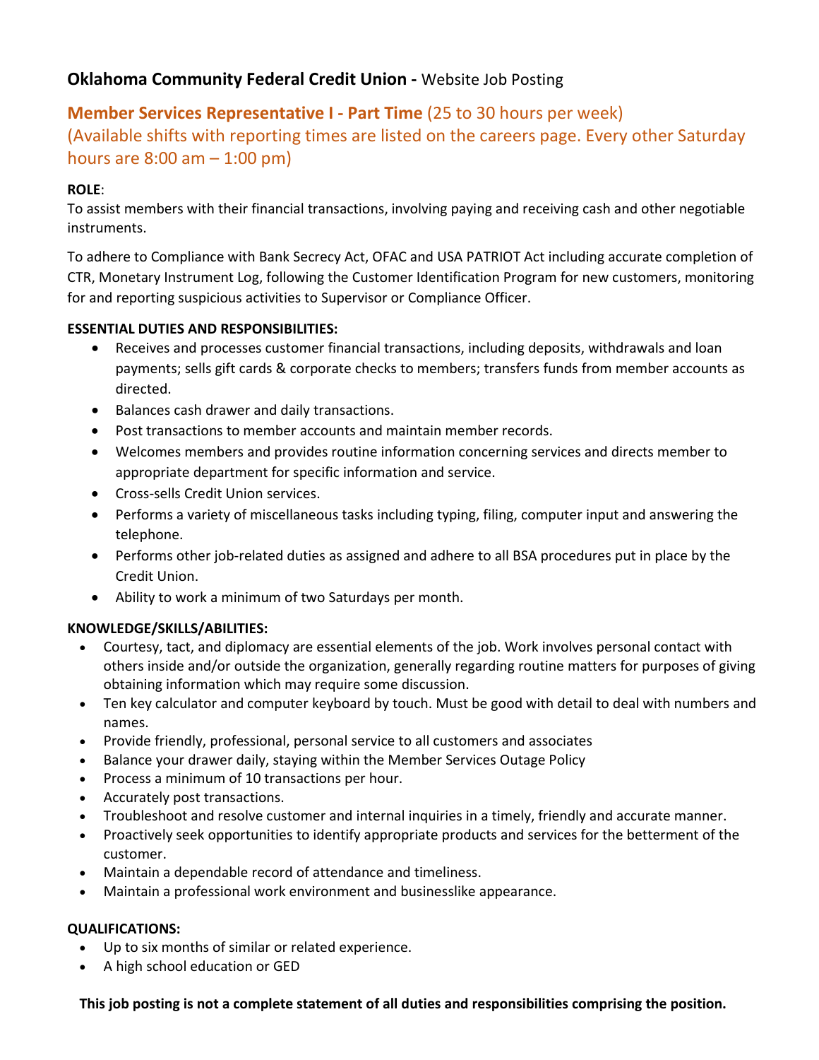**Oklahoma Community Federal Credit Union -** Website Job Posting

## **Member Services Representative I - Part Time** (25 to 30 hours per week) (Available shifts with reporting times are listed on the careers page. Every other Saturday hours are 8:00 am – 1:00 pm)

**ROLE**:

To assist members with their financial transactions, involving paying and receiving cash and other negotiable instruments.

To adhere to Compliance with Bank Secrecy Act, OFAC and USA PATRIOT Act including accurate completion of CTR, Monetary Instrument Log, following the Customer Identification Program for new customers, monitoring for and reporting suspicious activities to Supervisor or Compliance Officer.

**ESSENTIAL DUTIES AND RESPONSIBILITIES:**

- Receives and processes customer financial transactions, including deposits, withdrawals and loan payments; sells gift cards & corporate checks to members; transfers funds from member accounts as directed.
- Balances cash drawer and daily transactions.
- Post transactions to member accounts and maintain member records.
- Welcomes members and provides routine information concerning services and directs member to appropriate department for specific information and service.
- Cross-sells Credit Union services.
- Performs a variety of miscellaneous tasks including typing, filing, computer input and answering the telephone.
- Performs other job-related duties as assigned and adhere to all BSA procedures put in place by the Credit Union.
- Ability to work a minimum of two Saturdays per month.

**KNOWLEDGE/SKILLS/ABILITIES:**

- Courtesy, tact, and diplomacy are essential elements of the job. Work involves personal contact with others inside and/or outside the organization, generally regarding routine matters for purposes of giving obtaining information which may require some discussion.
- Ten key calculator and computer keyboard by touch. Must be good with detail to deal with numbers and names.
- Provide friendly, professional, personal service to all customers and associates
- Balance your drawer daily, staying within the Member Services Outage Policy
- Process a minimum of 10 transactions per hour.
- Accurately post transactions.
- Troubleshoot and resolve customer and internal inquiries in a timely, friendly and accurate manner.
- Proactively seek opportunities to identify appropriate products and services for the betterment of the customer.
- Maintain a dependable record of attendance and timeliness.
- Maintain a professional work environment and businesslike appearance.

**QUALIFICATIONS:**

- Up to six months of similar or related experience.
- A high school education or GED

**This job posting is not a complete statement of all duties and responsibilities comprising the position.**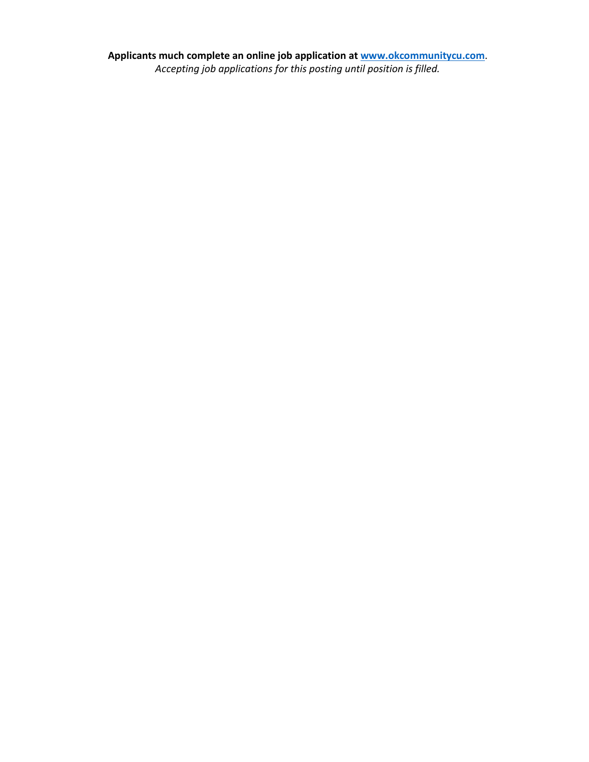**Applicants much complete an online job application at [www.okcommunitycu.com](http://www.okcommunitycu.com).**
*Accepting job applications for this posting until position is filled.*